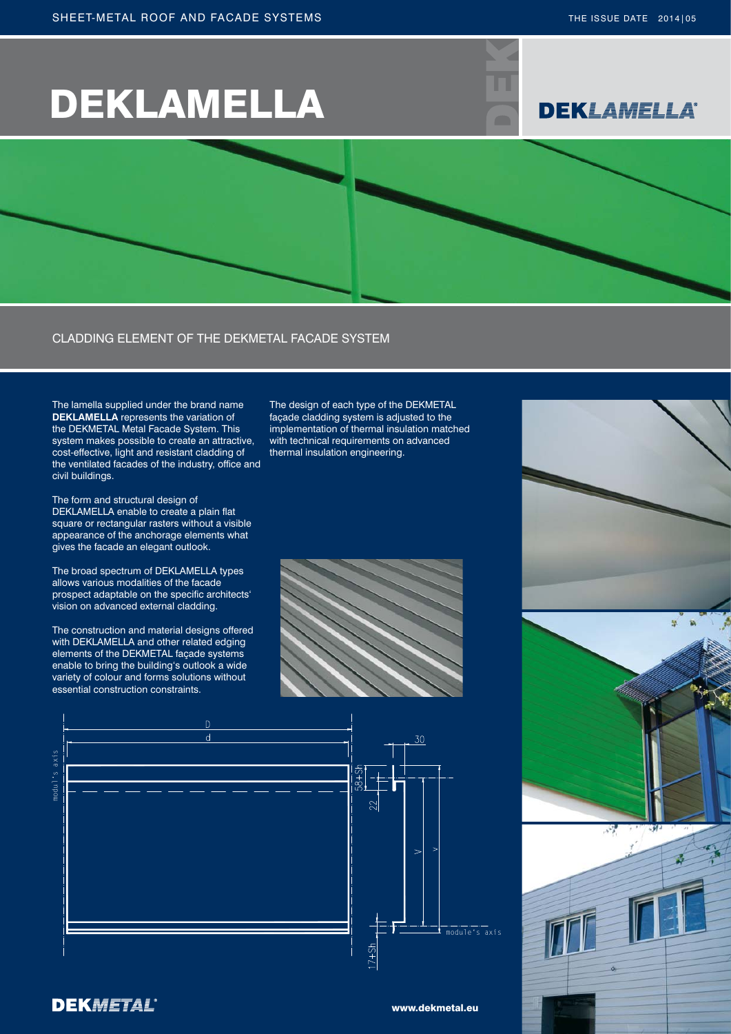SHEET-METAL ROOF AND FACADE SYSTEMS

THE ISSUE DATE 2014|05

# DEKLAMELLA

## CLADDING ELEMENT OF THE DEKMETAL FACADE SYSTEM

The lamella supplied under the brand name **DEKLAMELLA** represents the variation of the DEKMETAL Metal Facade System. This system makes possible to create an attractive, cost-effective, light and resistant cladding of the ventilated facades of the industry, office and civil buildings.

The form and structural design of DEKLAMELLA enable to create a plain flat square or rectangular rasters without a visible appearance of the anchorage elements what gives the facade an elegant outlook.

The broad spectrum of DEKLAMELLA types allows various modalities of the facade prospect adaptable on the specific architects' vision on advanced external cladding.

The construction and material designs offered with DEKLAMELLA and other related edging elements of the DEKMETAL façade systems enable to bring the building's outlook a wide variety of colour and forms solutions without essential construction constraints.

The design of each type of the DEKMETAL façade cladding system is adjusted to the implementation of thermal insulation matched with technical requirements on advanced thermal insulation engineering.

D

d

30

modul's axis

58+Sh

22

V

v

module's axis

17+Sh

DEKMETAL

www.dekmetal.eu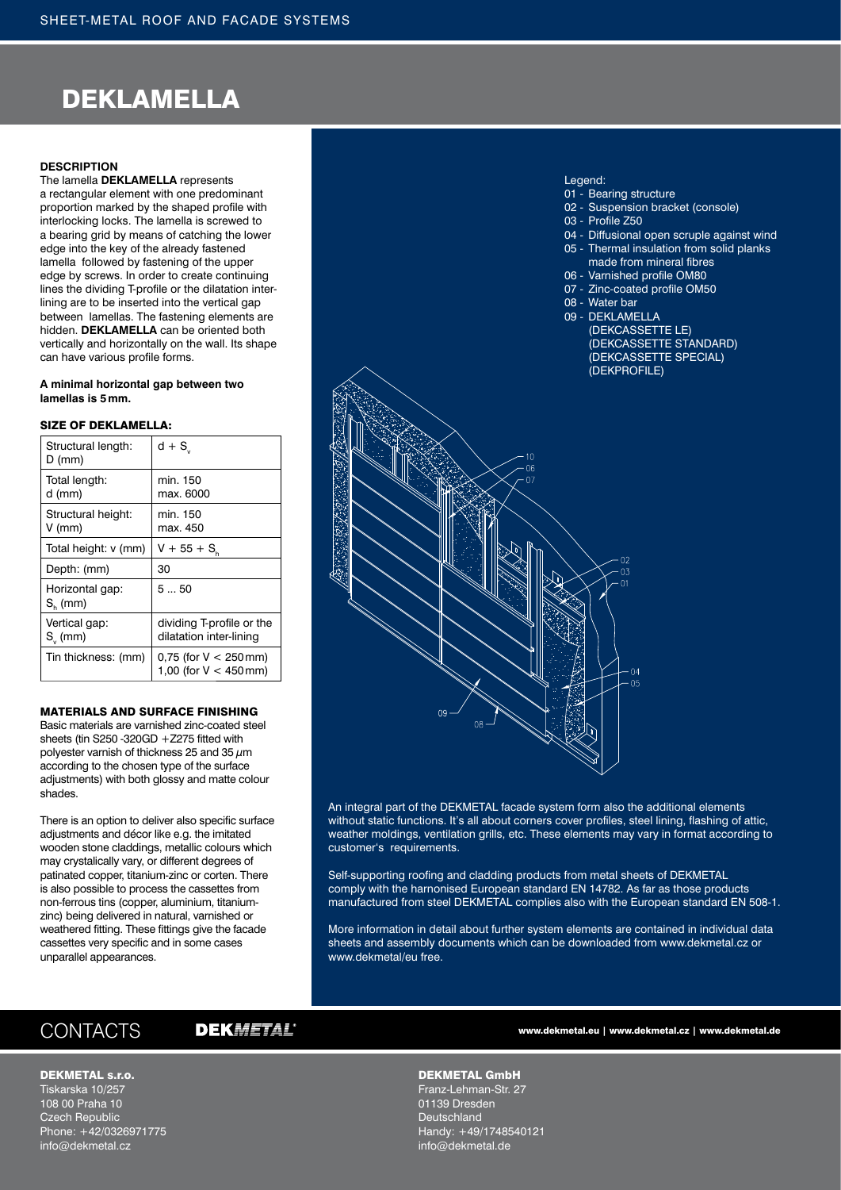# DEKLAMELLA

### DESCRIPTION

The lamella **DEKLAMELLA** represents a rectangular element with one predominant proportion marked by the shaped profile with interlocking locks. The lamella is screwed to a bearing grid by means of catching the lower edge into the key of the already fastened lamella followed by fastening of the upper edge by screws. In order to create continuing lines the dividing T-profile or the dilatation inter-lining are to be inserted into the vertical gap between lamellas. The fastening elements are hidden. **DEKLAMELLA** can be oriented both vertically and horizontally on the wall. Its shape can have various profile forms.

**A minimal horizontal gap between two lamellas is 5 mm.**

### SIZE OF DEKLAMELLA:

| | |
|---|---|
| Structural length: D (mm) | $d + S_v$ |
| Total length: d (mm) | min. 150<br>max. 6000 |
| Structural height: V (mm) | min. 150<br>max. 450 |
| Total height: v (mm) | $V + 55 + S_h$ |
| Depth: (mm) | 30 |
| Horizontal gap: $S_h$ (mm) | 5 ... 50 |
| Vertical gap: $S_v$ (mm) | dividing T-profile or the dilatation inter-lining |
| Tin thickness: (mm) | 0,75 (for $V < 250$ mm)<br>1,00 (for $V < 450$ mm) |

### MATERIALS AND SURFACE FINISHING

Basic materials are varnished zinc-coated steel sheets (tin S250 -320GD +Z275 fitted with polyester varnish of thickness 25 and 35 $\mu$m according to the chosen type of the surface adjustments) with both glossy and matte colour shades.

There is an option to deliver also specific surface adjustments and décor like e.g. the imitated wooden stone claddings, metallic colours which may crystalically vary, or different degrees of patinated copper, titanium-zinc or corten. There is also possible to process the cassettes from non-ferrous tins (copper, aluminium, titanium-zinc) being delivered in natural, varnished or weathered fitting. These fittings give the facade cassettes very specific and in some cases unparallel appearances.

Legend:
- 01 - Bearing structure
- 02 - Suspension bracket (console)
- 03 - Profile Z50
- 04 - Diffusional open scruple against wind
- 05 - Thermal insulation from solid planks made from mineral fibres
- 06 - Varnished profile OM80
- 07 - Zinc-coated profile OM50
- 08 - Water bar
- 09 - DEKLAMELLA (DEKCASSETTE LE) (DEKCASSETTE STANDARD) (DEKCASSETTE SPECIAL) (DEKPROFILE)

10
06
07
02
03
01
04
05
09
08

An integral part of the DEKMETAL facade system form also the additional elements without static functions. It's all about corners cover profiles, steel lining, flashing of attic, weather moldings, ventilation grills, etc. These elements may vary in format according to customer's requirements.

Self-supporting roofing and cladding products from metal sheets of DEKMETAL comply with the harnonised European standard EN 14782. As far as those products manufactured from steel DEKMETAL complies also with the European standard EN 508-1.

More information in detail about further system elements are contained in individual data sheets and assembly documents which can be downloaded from www.dekmetal.cz or www.dekmetal/eu free.

## CONTACTS

DEKMETAL

www.dekmetal.eu | www.dekmetal.cz | www.dekmetal.de

**DEKMETAL s.r.o.**
Tiskarska 10/257
108 00 Praha 10
Czech Republic
Phone: +42/0326971775
info@dekmetal.cz

**DEKMETAL GmbH**
Franz-Lehman-Str. 27
01139 Dresden
Deutschland
Handy: +49/1748540121
info@dekmetal.de